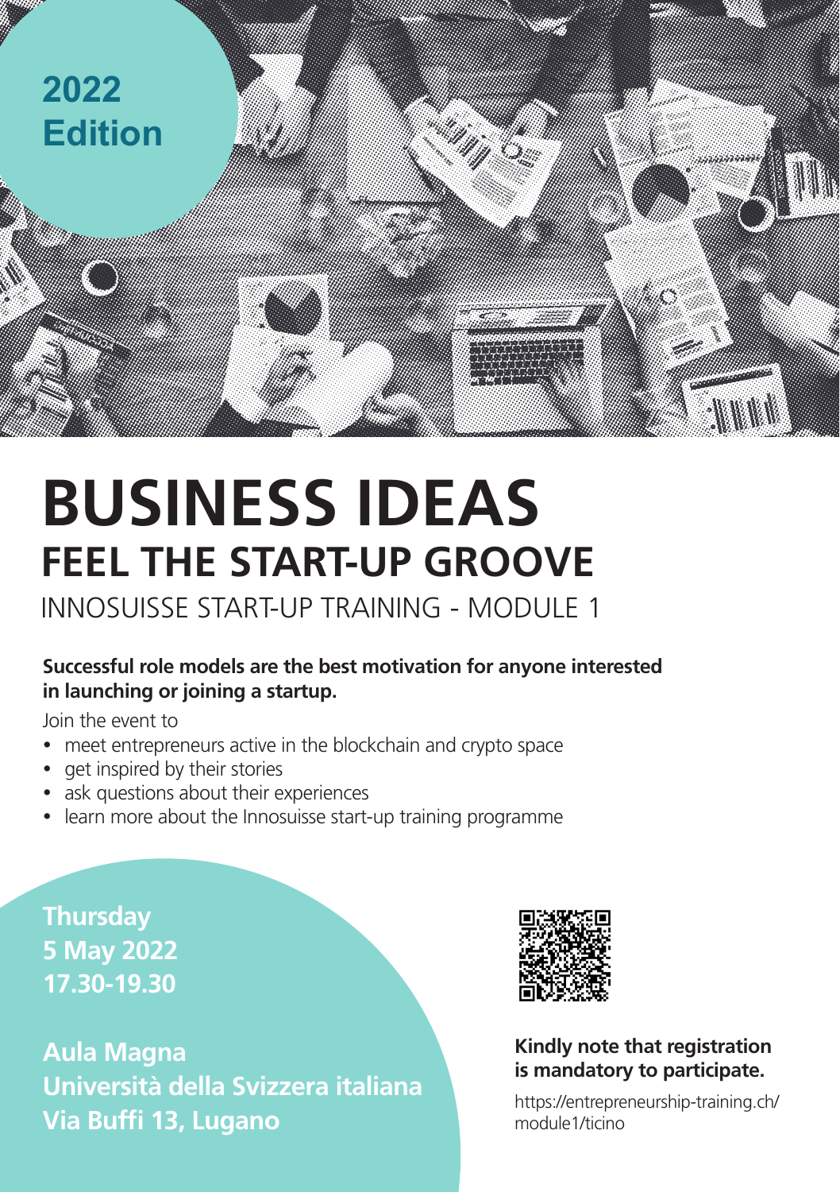2022
Edition

# BUSINESS IDEAS

## FEEL THE START-UP GROOVE

### INNOSUISSE START-UP TRAINING - MODULE 1

**Successful role models are the best motivation for anyone interested in launching or joining a startup.**

Join the event to

- meet entrepreneurs active in the blockchain and crypto space
- get inspired by their stories
- ask questions about their experiences
- learn more about the Innosuisse start-up training programme

**Thursday**
**5 May 2022**
**17.30-19.30**

**Aula Magna**
**Università della Svizzera italiana**
**Via Buffi 13, Lugano**

**Kindly note that registration is mandatory to participate.**

https://entrepreneurship-training.ch/module1/ticino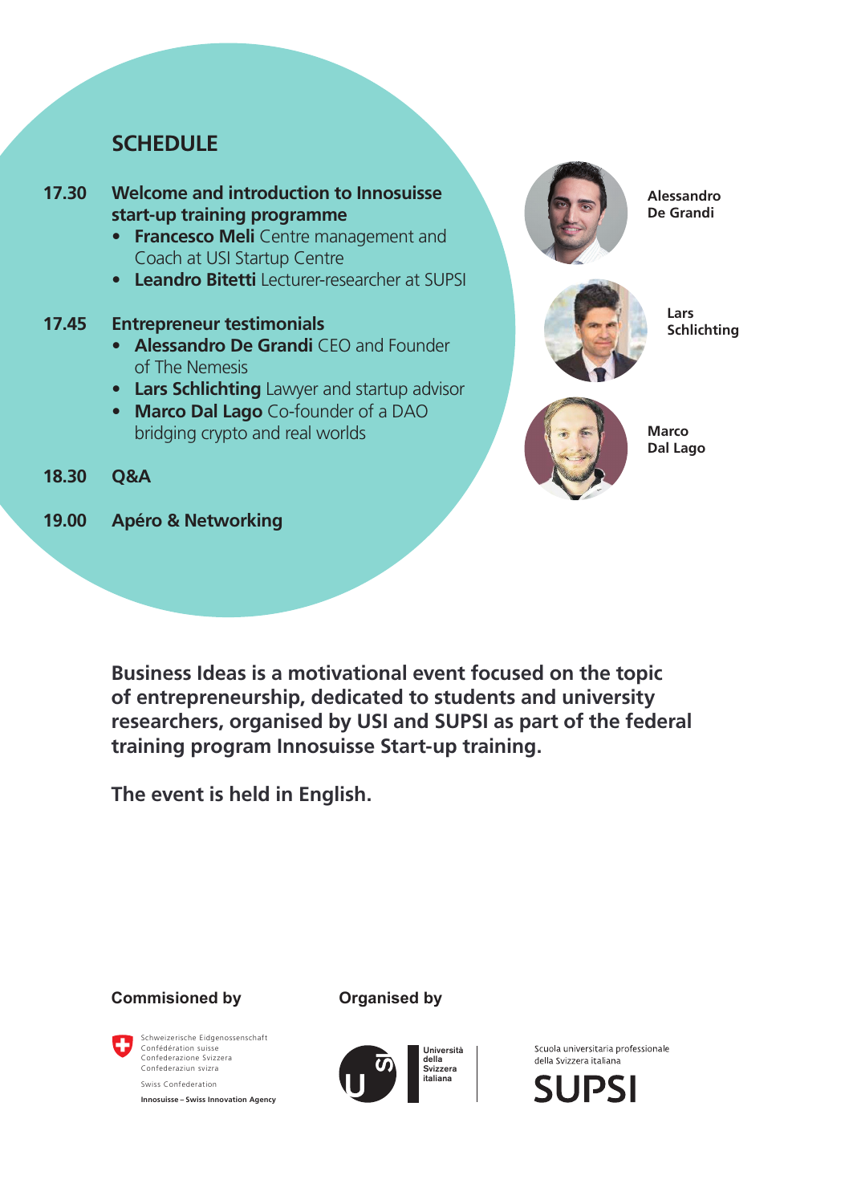## SCHEDULE

**17.30** **Welcome and introduction to Innosuisse start-up training programme**

- **Francesco Meli** Centre management and Coach at USI Startup Centre
- **Leandro Bitetti** Lecturer-researcher at SUPSI

**17.45** **Entrepreneur testimonials**

- **Alessandro De Grandi** CEO and Founder of The Nemesis
- **Lars Schlichting** Lawyer and startup advisor
- **Marco Dal Lago** Co-founder of a DAO bridging crypto and real worlds

**18.30** **Q&A**

**19.00** **Apéro & Networking**

**Alessandro De Grandi**

**Lars Schlichting**

**Marco Dal Lago**

**Business Ideas is a motivational event focused on the topic of entrepreneurship, dedicated to students and university researchers, organised by USI and SUPSI as part of the federal training program Innosuisse Start-up training.**

**The event is held in English.**

**Commisioned by**

Schweizerische Eidgenossenschaft
Confédération suisse
Confederazione Svizzera
Confederaziun svizra

Swiss Confederation

**Innosuisse – Swiss Innovation Agency**

**Organised by**

Università della Svizzera italiana

Scuola universitaria professionale della Svizzera italiana
SUPSI